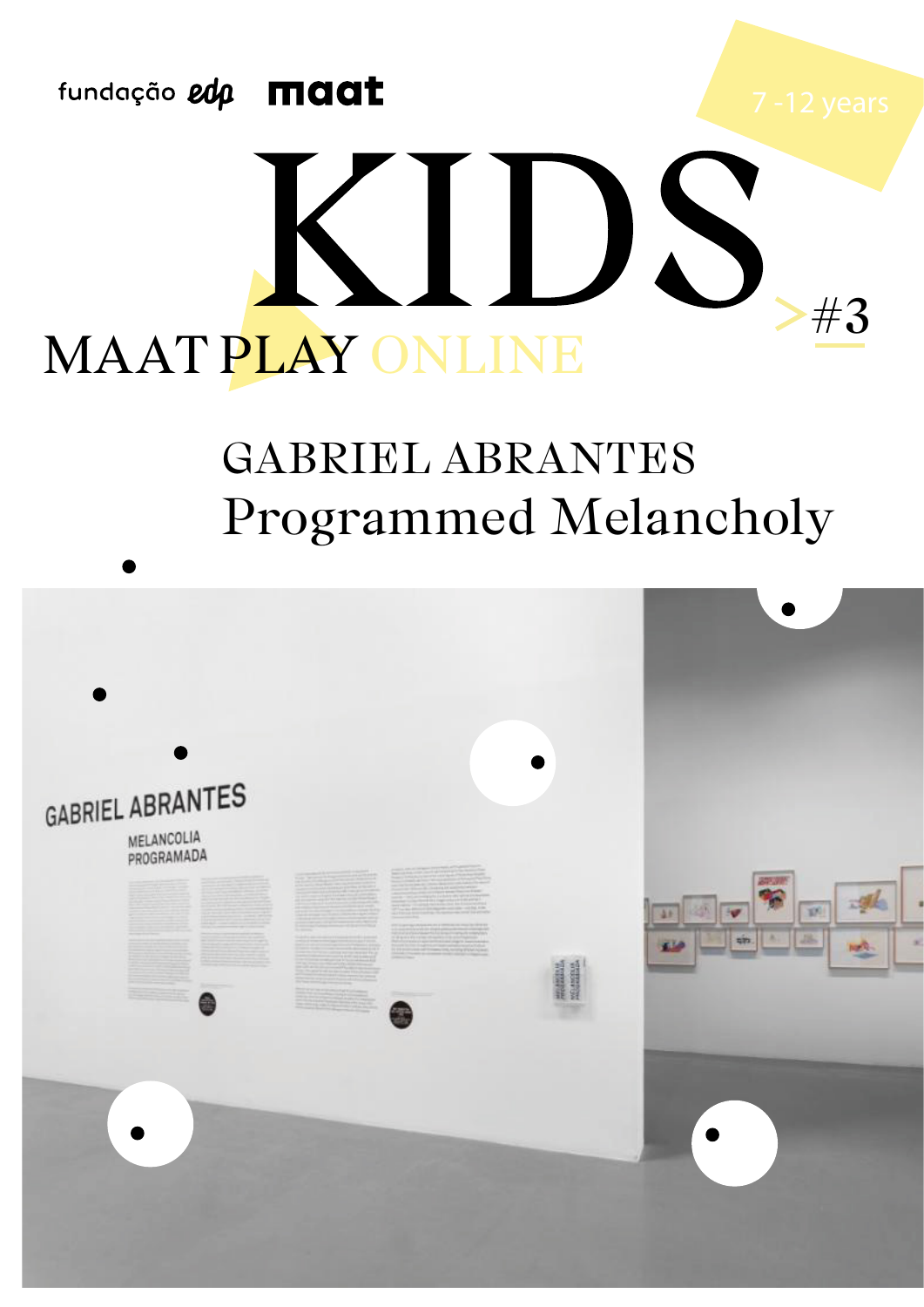fundação edp maat

7 -12 years

# KIDS

## MAAT PLAY ONLINE

>#3

## GABRIEL ABRANTES
## Programmed Melancholy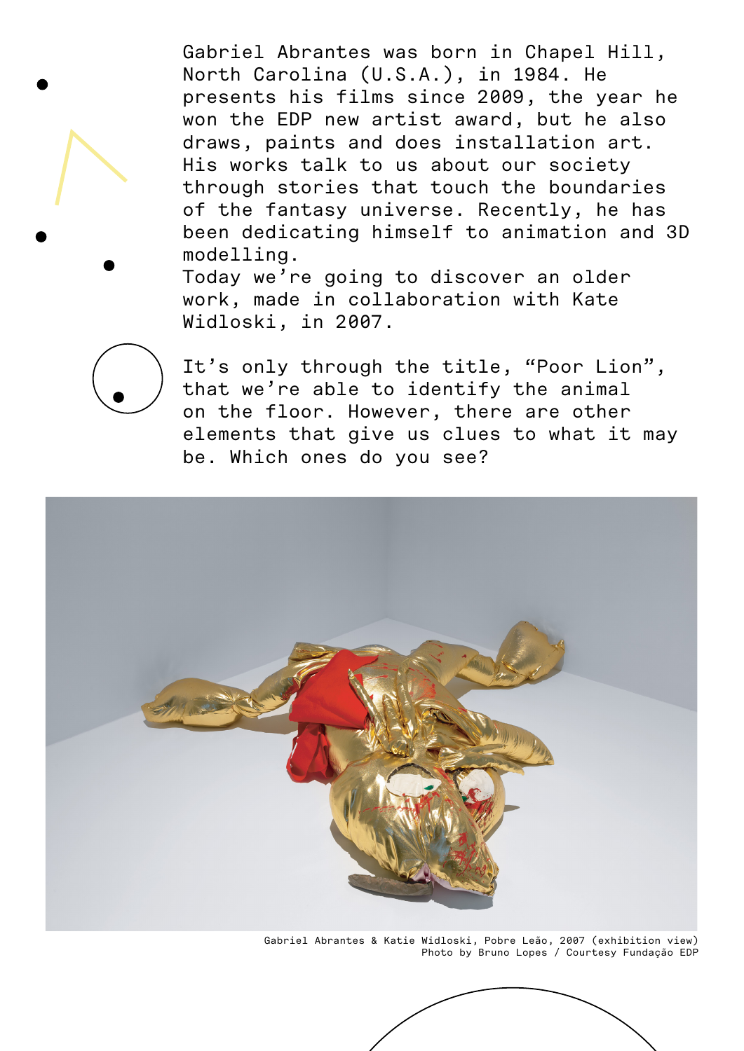Gabriel Abrantes was born in Chapel Hill, North Carolina (U.S.A.), in 1984. He presents his films since 2009, the year he won the EDP new artist award, but he also draws, paints and does installation art. His works talk to us about our society through stories that touch the boundaries of the fantasy universe. Recently, he has been dedicating himself to animation and 3D modelling.
Today we're going to discover an older work, made in collaboration with Kate Widloski, in 2007.

It's only through the title, "Poor Lion", that we're able to identify the animal on the floor. However, there are other elements that give us clues to what it may be. Which ones do you see?

Gabriel Abrantes & Katie Widloski, Pobre Leão, 2007 (exhibition view)
Photo by Bruno Lopes / Courtesy Fundação EDP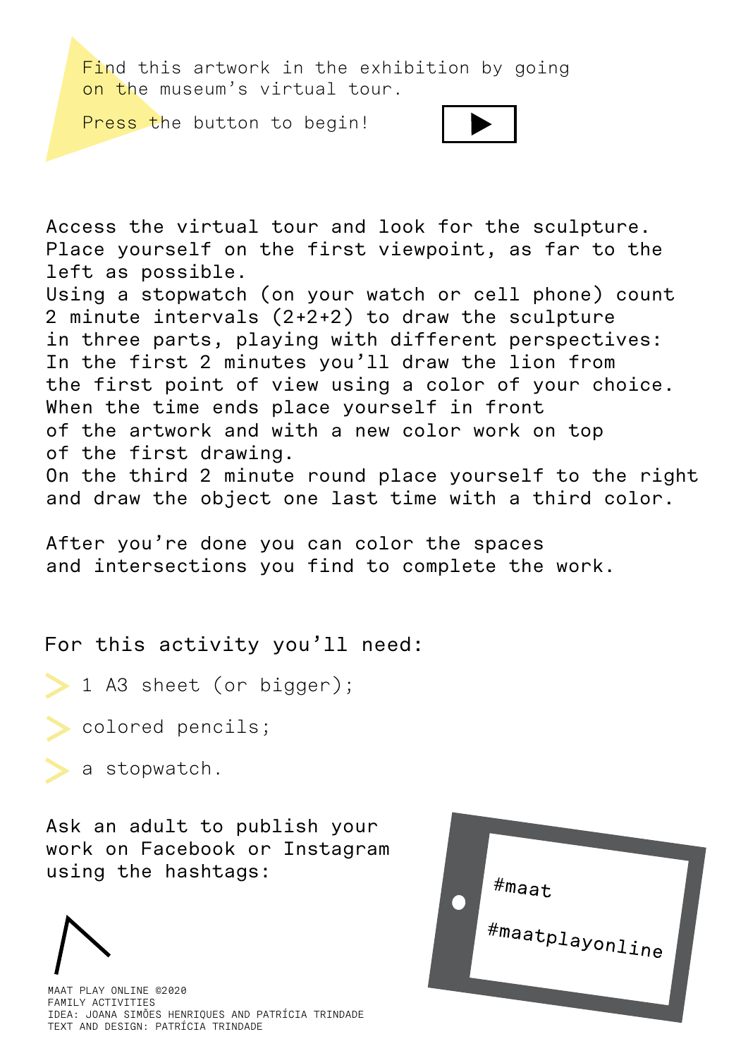Find this artwork in the exhibition by going on the museum's virtual tour.

Press the button to begin!

Access the virtual tour and look for the sculpture. Place yourself on the first viewpoint, as far to the left as possible.
Using a stopwatch (on your watch or cell phone) count 2 minute intervals (2+2+2) to draw the sculpture in three parts, playing with different perspectives:
In the first 2 minutes you'll draw the lion from the first point of view using a color of your choice.
When the time ends place yourself in front of the artwork and with a new color work on top of the first drawing.
On the third 2 minute round place yourself to the right and draw the object one last time with a third color.

After you're done you can color the spaces and intersections you find to complete the work.

For this activity you'll need:

- 1 A3 sheet (or bigger);
- colored pencils;
- a stopwatch.

Ask an adult to publish your work on Facebook or Instagram using the hashtags:

#maat

#maatplayonline

MAAT PLAY ONLINE ©2020
FAMILY ACTIVITIES
IDEA: JOANA SIMÕES HENRIQUES AND PATRÍCIA TRINDADE
TEXT AND DESIGN: PATRÍCIA TRINDADE